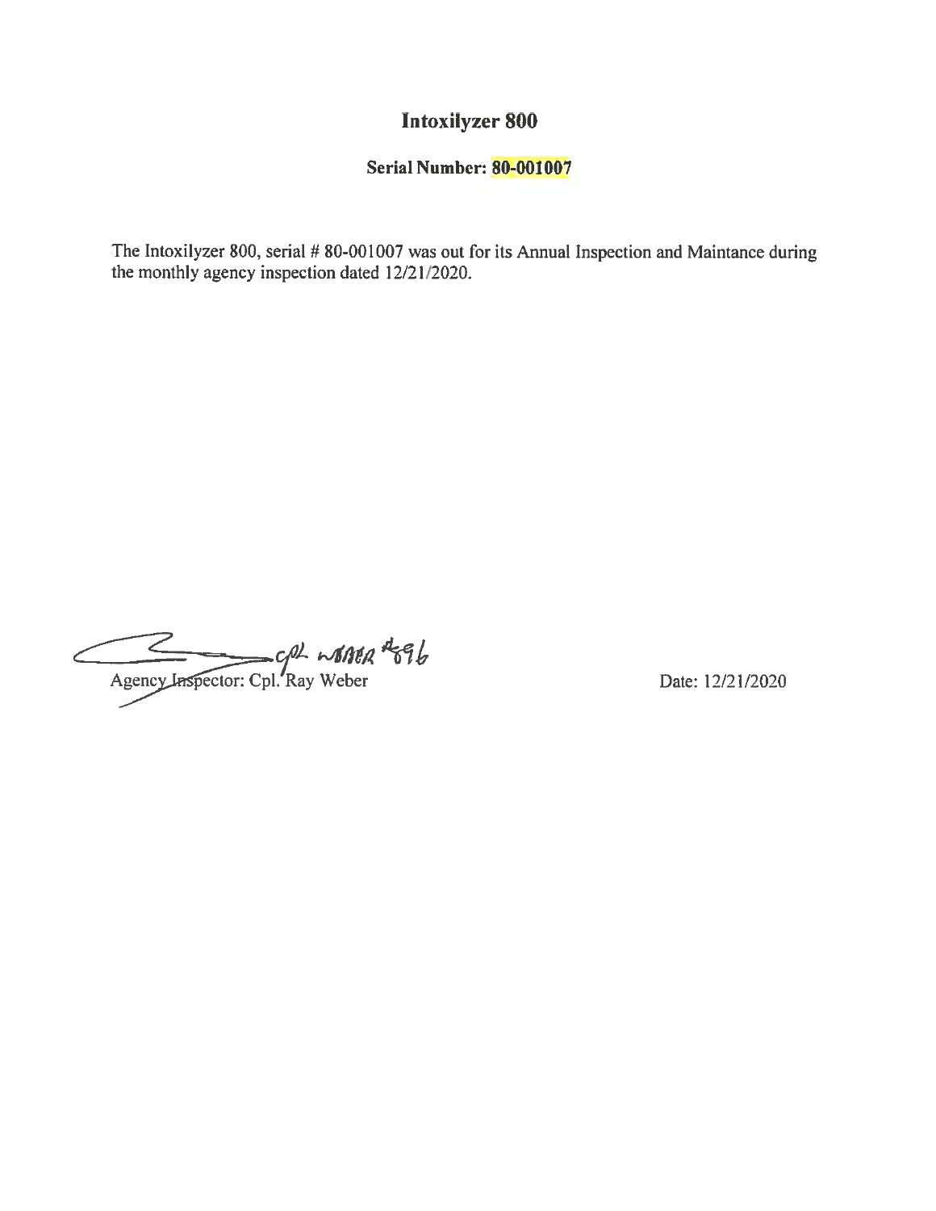# Intoxilyzer 800

**Serial Number: 80-001007**

The Intoxilyzer 800, serial # 80-001007 was out for its Annual Inspection and Maintance during the monthly agency inspection dated 12/21/2020.

Cpl. Weber #896

Agency Inspector: Cpl. Ray Weber

Date: 12/21/2020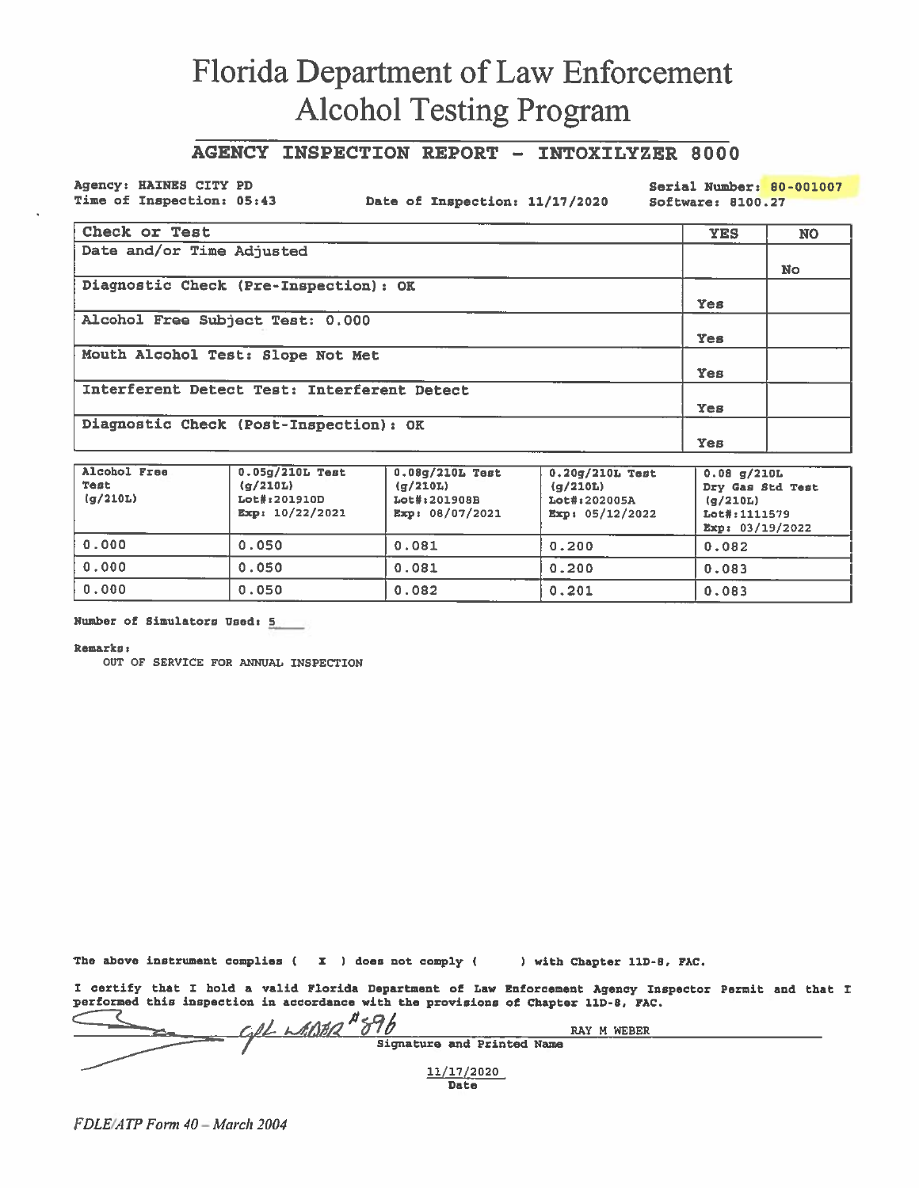# Florida Department of Law Enforcement
# Alcohol Testing Program

## AGENCY INSPECTION REPORT - INTOXILYZER 8000

**Agency: HAINES CITY PD**
**Time of Inspection: 05:43**
**Date of Inspection: 11/17/2020**
**Serial Number: 80-001007**
**Software: 8100.27**

| Check or Test | YES | NO |
|---|---|---|
| Date and/or Time Adjusted | | No |
| Diagnostic Check (Pre-Inspection): OK | Yes | |
| Alcohol Free Subject Test: 0.000 | Yes | |
| Mouth Alcohol Test: Slope Not Met | Yes | |
| Interferent Detect Test: Interferent Detect | Yes | |
| Diagnostic Check (Post-Inspection): OK | Yes | |

| Alcohol Free Test (g/210L) | 0.05g/210L Test (g/210L) Lot#:201910D Exp: 10/22/2021 | 0.08g/210L Test (g/210L) Lot#:201908B Exp: 08/07/2021 | 0.20g/210L Test (g/210L) Lot#:202005A Exp: 05/12/2022 | 0.08 g/210L Dry Gas Std Test (g/210L) Lot#:1111579 Exp: 03/19/2022 |
|---|---|---|---|---|
| 0.000 | 0.050 | 0.081 | 0.200 | 0.082 |
| 0.000 | 0.050 | 0.081 | 0.200 | 0.083 |
| 0.000 | 0.050 | 0.082 | 0.201 | 0.083 |

**Number of Simulators Used:** 5

**Remarks:**
OUT OF SERVICE FOR ANNUAL INSPECTION

The above instrument complies ( X ) does not comply ( ) with Chapter 11D-8, FAC.

I certify that I hold a valid Florida Department of Law Enforcement Agency Inspector Permit and that I performed this inspection in accordance with the provisions of Chapter 11D-8, FAC.

Cpl Weber #896 RAY M WEBER
Signature and Printed Name

11/17/2020
Date

*FDLE/ATP Form 40 – March 2004*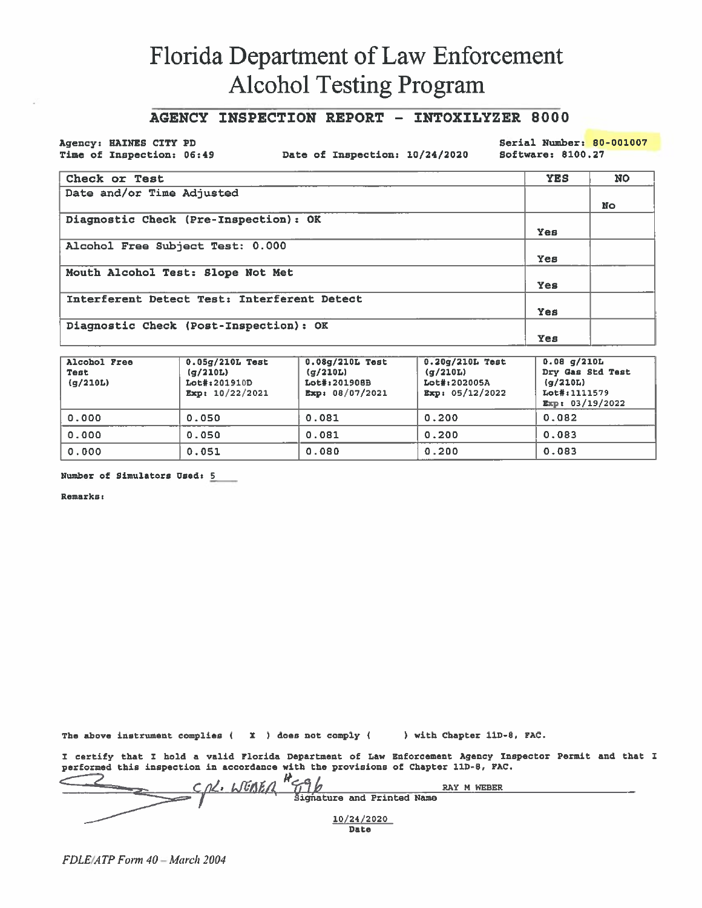# Florida Department of Law Enforcement
# Alcohol Testing Program

## AGENCY INSPECTION REPORT - INTOXILYZER 8000

**Agency: HAINES CITY PD** 
**Time of Inspection: 06:49** 
**Date of Inspection: 10/24/2020** 
**Serial Number: 80-001007** 
**Software: 8100.27**

| Check or Test | YES | NO |
|---|---|---|
| Date and/or Time Adjusted | | No |
| Diagnostic Check (Pre-Inspection): OK | Yes | |
| Alcohol Free Subject Test: 0.000 | Yes | |
| Mouth Alcohol Test: Slope Not Met | Yes | |
| Interferent Detect Test: Interferent Detect | Yes | |
| Diagnostic Check (Post-Inspection): OK | Yes | |

| Alcohol Free Test (g/210L) | 0.05g/210L Test (g/210L) Lot#:201910D Exp: 10/22/2021 | 0.08g/210L Test (g/210L) Lot#:201908B Exp: 08/07/2021 | 0.20g/210L Test (g/210L) Lot#:202005A Exp: 05/12/2022 | 0.08 g/210L Dry Gas Std Test (g/210L) Lot#:1111579 Exp: 03/19/2022 |
|---|---|---|---|---|
| 0.000 | 0.050 | 0.081 | 0.200 | 0.082 |
| 0.000 | 0.050 | 0.081 | 0.200 | 0.083 |
| 0.000 | 0.051 | 0.080 | 0.200 | 0.083 |

**Number of Simulators Used:** 5

**Remarks:**

The above instrument complies ( X ) does not comply ( ) with Chapter 11D-8, FAC.

I certify that I hold a valid Florida Department of Law Enforcement Agency Inspector Permit and that I performed this inspection in accordance with the provisions of Chapter 11D-8, FAC.

CPL. WEBER #596 RAY M WEBER 
Signature and Printed Name

10/24/2020 
Date

*FDLE/ATP Form 40 – March 2004*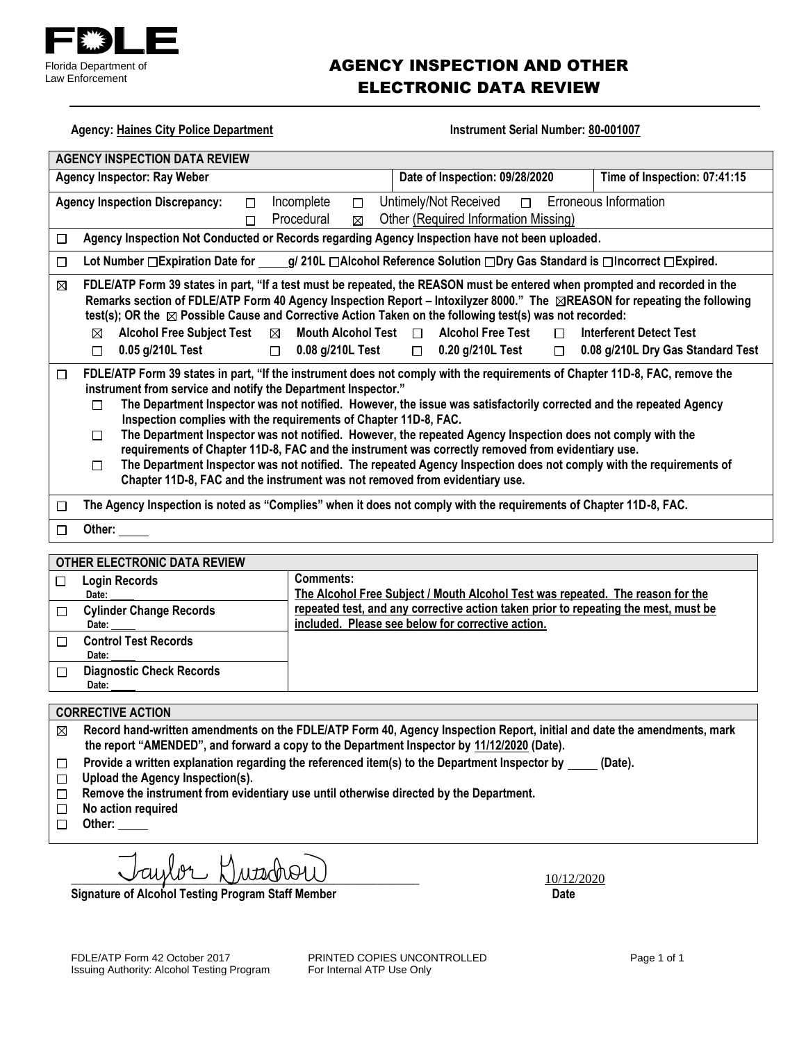**FDLE**

Florida Department of Law Enforcement

# AGENCY INSPECTION AND OTHER ELECTRONIC DATA REVIEW

**Agency:** Haines City Police Department **Instrument Serial Number:** 80-001007

## AGENCY INSPECTION DATA REVIEW

| Agency Inspector: Ray Weber | Date of Inspection: 09/28/2020 | Time of Inspection: 07:41:15 |
|---|---|---|

**Agency Inspection Discrepancy:** ☐ Incomplete ☐ Untimely/Not Received ☐ Erroneous Information ☐ Procedural ☒ Other (Required Information Missing)

☐ **Agency Inspection Not Conducted or Records regarding Agency Inspection have not been uploaded.**

☐ **Lot Number ☐Expiration Date for ____g/ 210L ☐Alcohol Reference Solution ☐Dry Gas Standard is ☐Incorrect ☐Expired.**

☒ **FDLE/ATP Form 39 states in part, "If a test must be repeated, the REASON must be entered when prompted and recorded in the Remarks section of FDLE/ATP Form 40 Agency Inspection Report – Intoxilyzer 8000." The ☒REASON for repeating the following test(s); OR the ☒ Possible Cause and Corrective Action Taken on the following test(s) was not recorded:**

- ☒ **Alcohol Free Subject Test** ☒ **Mouth Alcohol Test** ☐ **Alcohol Free Test** ☐ **Interferent Detect Test**
- ☐ **0.05 g/210L Test** ☐ **0.08 g/210L Test** ☐ **0.20 g/210L Test** ☐ **0.08 g/210L Dry Gas Standard Test**

☐ **FDLE/ATP Form 39 states in part, "If the instrument does not comply with the requirements of Chapter 11D-8, FAC, remove the instrument from service and notify the Department Inspector."**

- ☐ **The Department Inspector was not notified. However, the issue was satisfactorily corrected and the repeated Agency Inspection complies with the requirements of Chapter 11D-8, FAC.**
- ☐ **The Department Inspector was not notified. However, the repeated Agency Inspection does not comply with the requirements of Chapter 11D-8, FAC and the instrument was correctly removed from evidentiary use.**
- ☐ **The Department Inspector was not notified. The repeated Agency Inspection does not comply with the requirements of Chapter 11D-8, FAC and the instrument was not removed from evidentiary use.**

☐ **The Agency Inspection is noted as "Complies" when it does not comply with the requirements of Chapter 11D-8, FAC.**

☐ **Other:** ____

## OTHER ELECTRONIC DATA REVIEW

| | |
|---|---|
| ☐ **Login Records** Date: ____ | **Comments:** The Alcohol Free Subject / Mouth Alcohol Test was repeated. The reason for the repeated test, and any corrective action taken prior to repeating the mest, must be included. Please see below for corrective action. |
| ☐ **Cylinder Change Records** Date: ____ | |
| ☐ **Control Test Records** Date: ____ | |
| ☐ **Diagnostic Check Records** Date: ____ | |

## CORRECTIVE ACTION

☒ **Record hand-written amendments on the FDLE/ATP Form 40, Agency Inspection Report, initial and date the amendments, mark the report "AMENDED", and forward a copy to the Department Inspector by 11/12/2020 (Date).**

☐ **Provide a written explanation regarding the referenced item(s) to the Department Inspector by ____ (Date).**

☐ **Upload the Agency Inspection(s).**

☐ **Remove the instrument from evidentiary use until otherwise directed by the Department.**

☐ **No action required**

☐ **Other:** ____

Taylor Gustafson — 10/12/2020

**Signature of Alcohol Testing Program Staff Member** **Date**

FDLE/ATP Form 42 October 2017 PRINTED COPIES UNCONTROLLED
Issuing Authority: Alcohol Testing Program For Internal ATP Use Only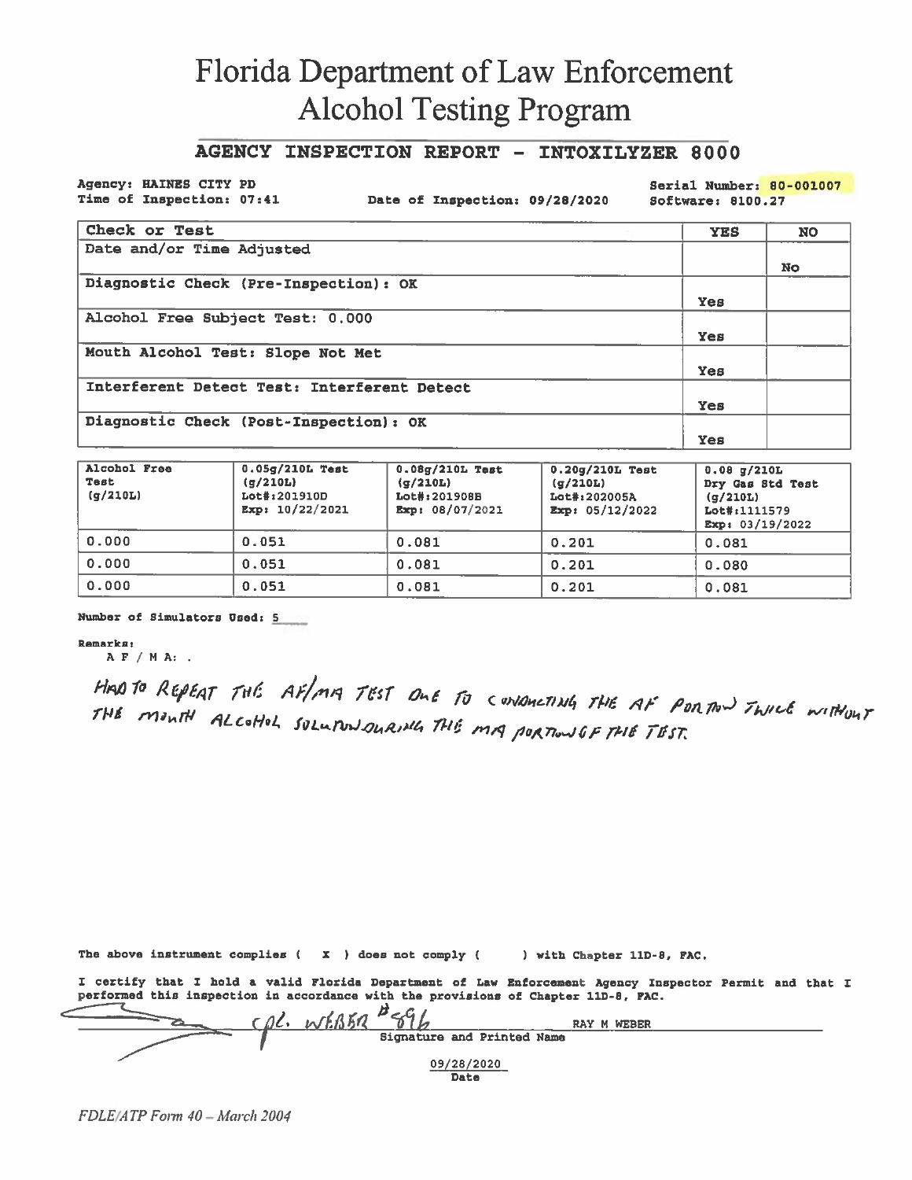# Florida Department of Law Enforcement
# Alcohol Testing Program

## AGENCY INSPECTION REPORT - INTOXILYZER 8000

**Agency: HAINES CITY PD**
**Time of Inspection: 07:41** **Date of Inspection: 09/28/2020** **Serial Number: 80-001007**
**Software: 8100.27**

| Check or Test | YES | NO |
|---|---|---|
| Date and/or Time Adjusted | | No |
| Diagnostic Check (Pre-Inspection): OK | Yes | |
| Alcohol Free Subject Test: 0.000 | Yes | |
| Mouth Alcohol Test: Slope Not Met | Yes | |
| Interferent Detect Test: Interferent Detect | Yes | |
| Diagnostic Check (Post-Inspection): OK | Yes | |

| Alcohol Free Test (g/210L) | 0.05g/210L Test (g/210L) Lot#:201910D Exp: 10/22/2021 | 0.08g/210L Test (g/210L) Lot#:201908B Exp: 08/07/2021 | 0.20g/210L Test (g/210L) Lot#:202005A Exp: 05/12/2022 | 0.08 g/210L Dry Gas Std Test (g/210L) Lot#:1111579 Exp: 03/19/2022 |
|---|---|---|---|---|
| 0.000 | 0.051 | 0.081 | 0.201 | 0.081 |
| 0.000 | 0.051 | 0.081 | 0.201 | 0.080 |
| 0.000 | 0.051 | 0.081 | 0.201 | 0.081 |

**Number of Simulators Used:** 5

**Remarks:**
A F / M A: .

HAD TO REPEAT THE AF/MA TEST DUE TO CONDUCTING THE AF PORTION TWICE WITHOUT THE MOUTH ALCOHOL SOLUTION DURING THE MA PORTION OF THE TEST.

The above instrument complies ( X ) does not comply ( ) with Chapter 11D-8, FAC.

I certify that I hold a valid Florida Department of Law Enforcement Agency Inspector Permit and that I performed this inspection in accordance with the provisions of Chapter 11D-8, FAC.

Cpl. WEBER #896 RAY M WEBER
Signature and Printed Name

09/28/2020
Date

*FDLE/ATP Form 40 – March 2004*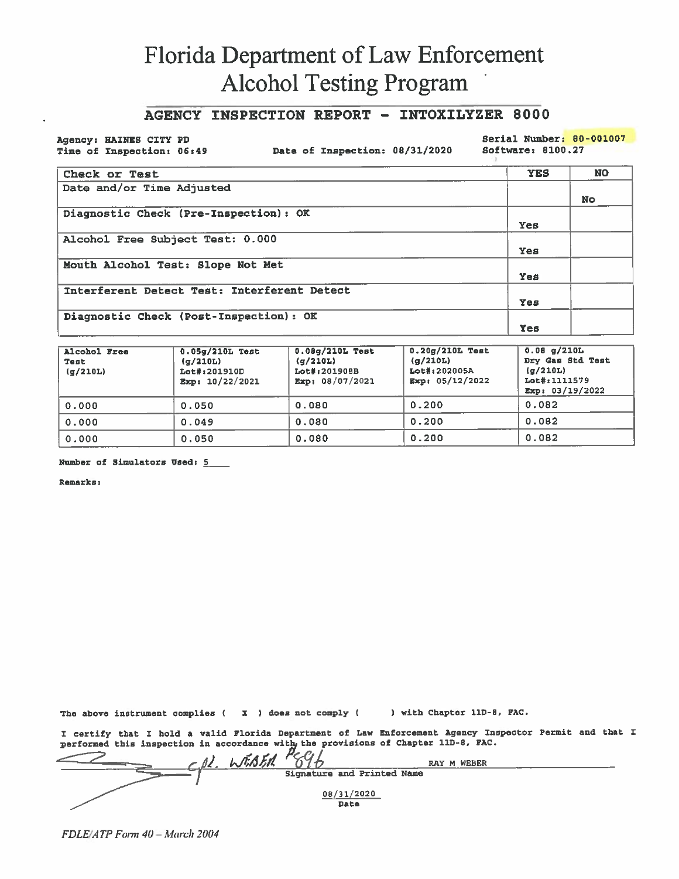# Florida Department of Law Enforcement
# Alcohol Testing Program

## AGENCY INSPECTION REPORT - INTOXILYZER 8000

Agency: HAINES CITY PD
Time of Inspection: 06:49
Date of Inspection: 08/31/2020
Serial Number: 80-001007
Software: 8100.27

| Check or Test | YES | NO |
|---|---|---|
| Date and/or Time Adjusted | | No |
| Diagnostic Check (Pre-Inspection): OK | Yes | |
| Alcohol Free Subject Test: 0.000 | Yes | |
| Mouth Alcohol Test: Slope Not Met | Yes | |
| Interferent Detect Test: Interferent Detect | Yes | |
| Diagnostic Check (Post-Inspection): OK | Yes | |

| Alcohol Free Test (g/210L) | 0.05g/210L Test (g/210L) Lot#:201910D Exp: 10/22/2021 | 0.08g/210L Test (g/210L) Lot#:201908B Exp: 08/07/2021 | 0.20g/210L Test (g/210L) Lot#:202005A Exp: 05/12/2022 | 0.08 g/210L Dry Gas Std Test (g/210L) Lot#:1111579 Exp: 03/19/2022 |
|---|---|---|---|---|
| 0.000 | 0.050 | 0.080 | 0.200 | 0.082 |
| 0.000 | 0.049 | 0.080 | 0.200 | 0.082 |
| 0.000 | 0.050 | 0.080 | 0.200 | 0.082 |

Number of Simulators Used: 5

Remarks:

The above instrument complies ( X ) does not comply ( ) with Chapter 11D-8, FAC.

I certify that I hold a valid Florida Department of Law Enforcement Agency Inspector Permit and that I performed this inspection in accordance with the provisions of Chapter 11D-8, FAC.

Cpl. WEBER P896 RAY M WEBER
Signature and Printed Name

08/31/2020
Date

*FDLE/ATP Form 40 – March 2004*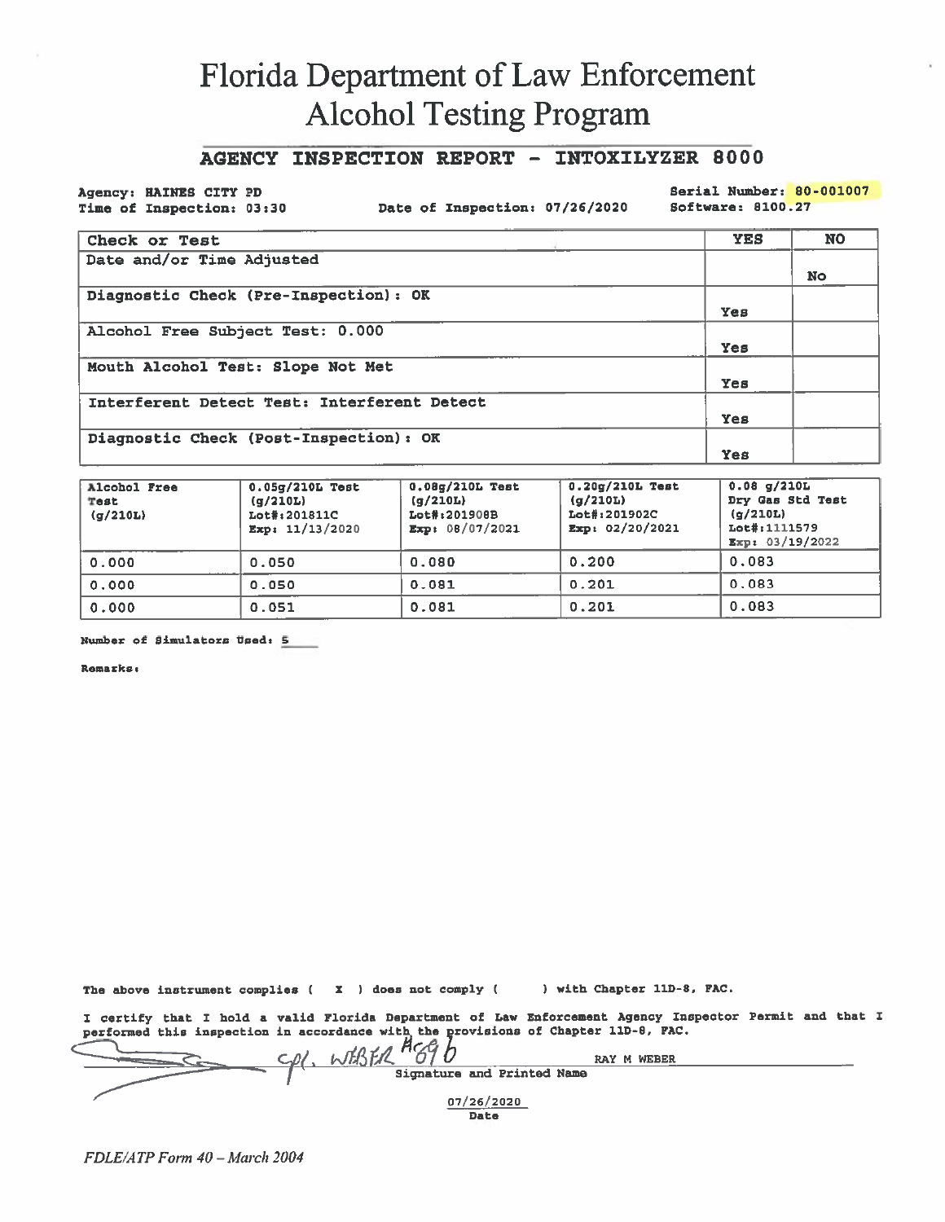# Florida Department of Law Enforcement
# Alcohol Testing Program

## AGENCY INSPECTION REPORT - INTOXILYZER 8000

**Agency: HAINES CITY PD**
**Time of Inspection: 03:30**
**Date of Inspection: 07/26/2020**
**Serial Number: 80-001007**
**Software: 8100.27**

| Check or Test | YES | NO |
|---|---|---|
| Date and/or Time Adjusted | | No |
| Diagnostic Check (Pre-Inspection): OK | Yes | |
| Alcohol Free Subject Test: 0.000 | Yes | |
| Mouth Alcohol Test: Slope Not Met | Yes | |
| Interferent Detect Test: Interferent Detect | Yes | |
| Diagnostic Check (Post-Inspection): OK | Yes | |

| Alcohol Free Test (g/210L) | 0.05g/210L Test (g/210L) Lot#:201811C Exp: 11/13/2020 | 0.08g/210L Test (g/210L) Lot#:201908B Exp: 08/07/2021 | 0.20g/210L Test (g/210L) Lot#:201902C Exp: 02/20/2021 | 0.08 g/210L Dry Gas Std Test (g/210L) Lot#:1111579 Exp: 03/19/2022 |
|---|---|---|---|---|
| 0.000 | 0.050 | 0.080 | 0.200 | 0.083 |
| 0.000 | 0.050 | 0.081 | 0.201 | 0.083 |
| 0.000 | 0.051 | 0.081 | 0.201 | 0.083 |

**Number of Simulators Used: 5**

**Remarks:**

The above instrument complies ( X ) does not comply ( ) with Chapter 11D-8, FAC.

I certify that I hold a valid Florida Department of Law Enforcement Agency Inspector Permit and that I performed this inspection in accordance with the provisions of Chapter 11D-8, FAC.

Cpl. WEBER A696 RAY M WEBER
Signature and Printed Name

07/26/2020
Date

*FDLE/ATP Form 40 – March 2004*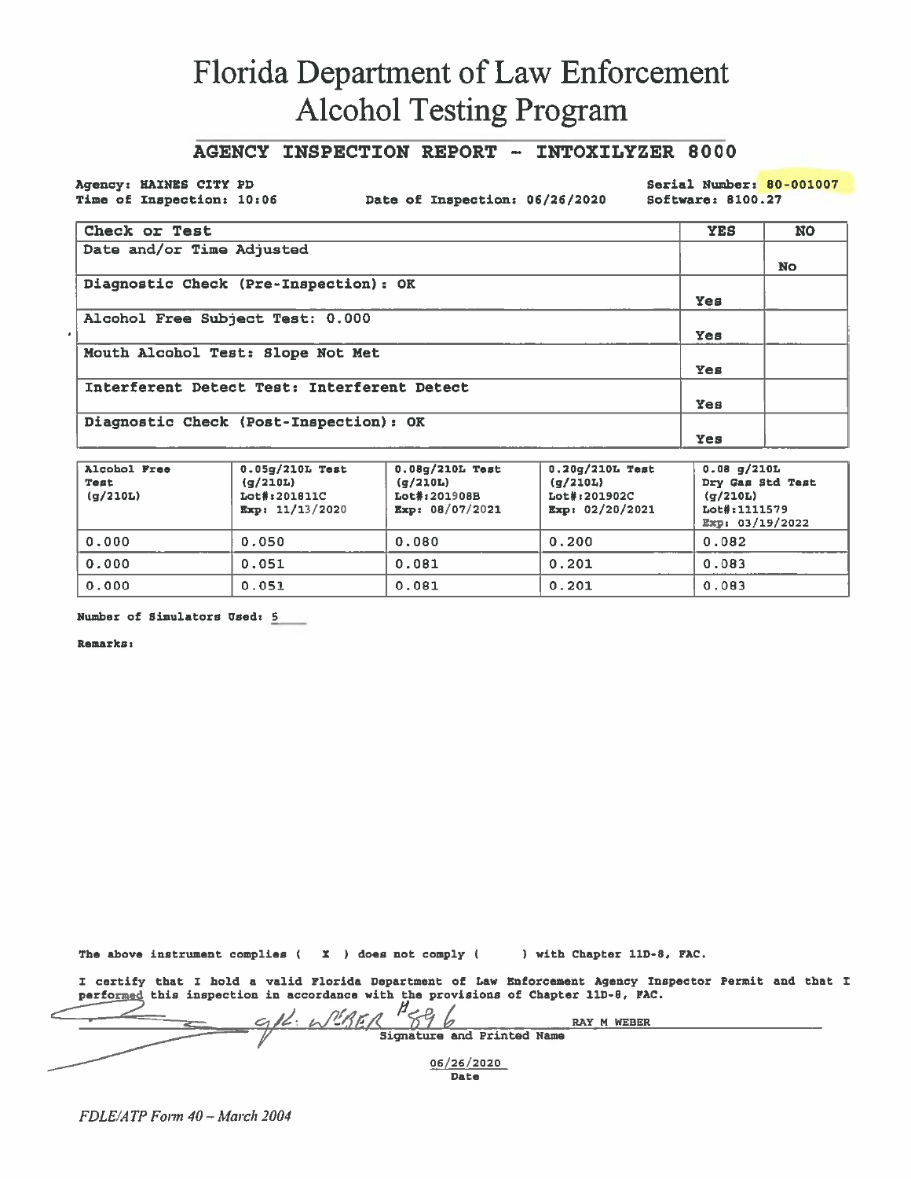# Florida Department of Law Enforcement
# Alcohol Testing Program

## AGENCY INSPECTION REPORT - INTOXILYZER 8000

**Agency:** HAINES CITY PD
**Time of Inspection:** 10:06
**Date of Inspection:** 06/26/2020
**Serial Number:** 80-001007
**Software:** 8100.27

| Check or Test | YES | NO |
|---|---|---|
| Date and/or Time Adjusted | | No |
| Diagnostic Check (Pre-Inspection): OK | Yes | |
| Alcohol Free Subject Test: 0.000 | Yes | |
| Mouth Alcohol Test: Slope Not Met | Yes | |
| Interferent Detect Test: Interferent Detect | Yes | |
| Diagnostic Check (Post-Inspection): OK | Yes | |

| Alcohol Free Test (g/210L) | 0.05g/210L Test (g/210L) Lot#:201811C Exp: 11/13/2020 | 0.08g/210L Test (g/210L) Lot#:201908B Exp: 08/07/2021 | 0.20g/210L Test (g/210L) Lot#:201902C Exp: 02/20/2021 | 0.08 g/210L Dry Gas Std Test (g/210L) Lot#:1111579 Exp: 03/19/2022 |
|---|---|---|---|---|
| 0.000 | 0.050 | 0.080 | 0.200 | 0.082 |
| 0.000 | 0.051 | 0.081 | 0.201 | 0.083 |
| 0.000 | 0.051 | 0.081 | 0.201 | 0.083 |

**Number of Simulators Used:** 5

**Remarks:**

The above instrument complies ( X ) does not comply ( ) with Chapter 11D-8, FAC.

I certify that I hold a valid Florida Department of Law Enforcement Agency Inspector Permit and that I performed this inspection in accordance with the provisions of Chapter 11D-8, FAC.

Signature and Printed Name: RAY M WEBER

06/26/2020
Date

*FDLE/ATP Form 40 – March 2004*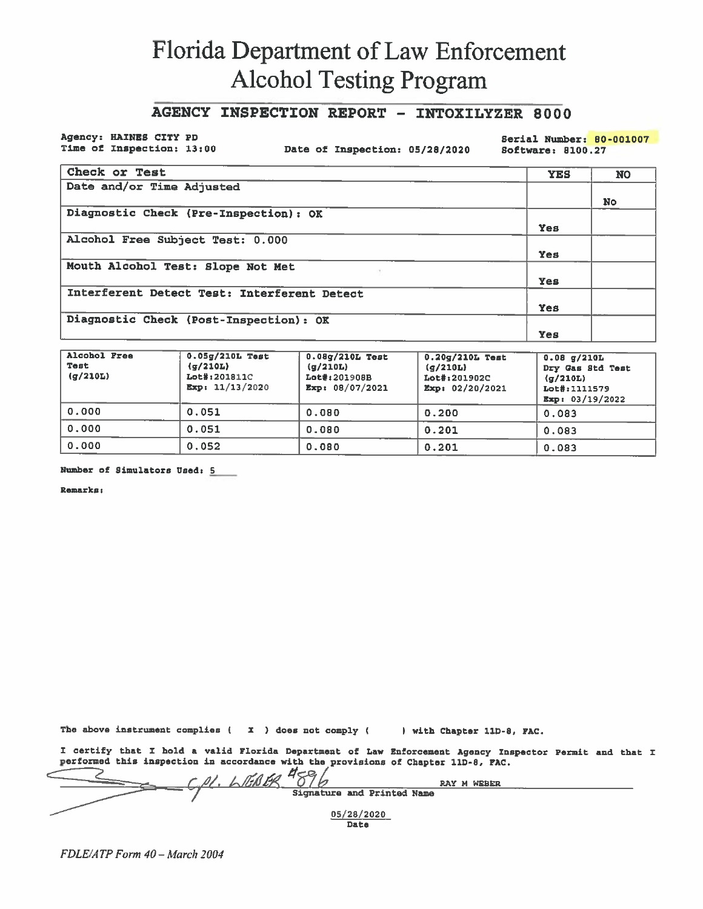# Florida Department of Law Enforcement
# Alcohol Testing Program

## AGENCY INSPECTION REPORT - INTOXILYZER 8000

Agency: HAINES CITY PD
Time of Inspection: 13:00
Date of Inspection: 05/28/2020
Serial Number: 80-001007
Software: 8100.27

| Check or Test | YES | NO |
|---|---|---|
| Date and/or Time Adjusted | | No |
| Diagnostic Check (Pre-Inspection): OK | Yes | |
| Alcohol Free Subject Test: 0.000 | Yes | |
| Mouth Alcohol Test: Slope Not Met | Yes | |
| Interferent Detect Test: Interferent Detect | Yes | |
| Diagnostic Check (Post-Inspection): OK | Yes | |

| Alcohol Free Test (g/210L) | 0.05g/210L Test (g/210L) Lot#:201811C Exp: 11/13/2020 | 0.08g/210L Test (g/210L) Lot#:201908B Exp: 08/07/2021 | 0.20g/210L Test (g/210L) Lot#:201902C Exp: 02/20/2021 | 0.08 g/210L Dry Gas Std Test (g/210L) Lot#:1111579 Exp: 03/19/2022 |
|---|---|---|---|---|
| 0.000 | 0.051 | 0.080 | 0.200 | 0.083 |
| 0.000 | 0.051 | 0.080 | 0.201 | 0.083 |
| 0.000 | 0.052 | 0.080 | 0.201 | 0.083 |

Number of Simulators Used: 5

Remarks:

The above instrument complies ( X ) does not comply ( ) with Chapter 11D-8, FAC.

I certify that I hold a valid Florida Department of Law Enforcement Agency Inspector Permit and that I performed this inspection in accordance with the provisions of Chapter 11D-8, FAC.

Cpl. Weber #896 RAY M WEBER
Signature and Printed Name

05/28/2020
Date

*FDLE/ATP Form 40 – March 2004*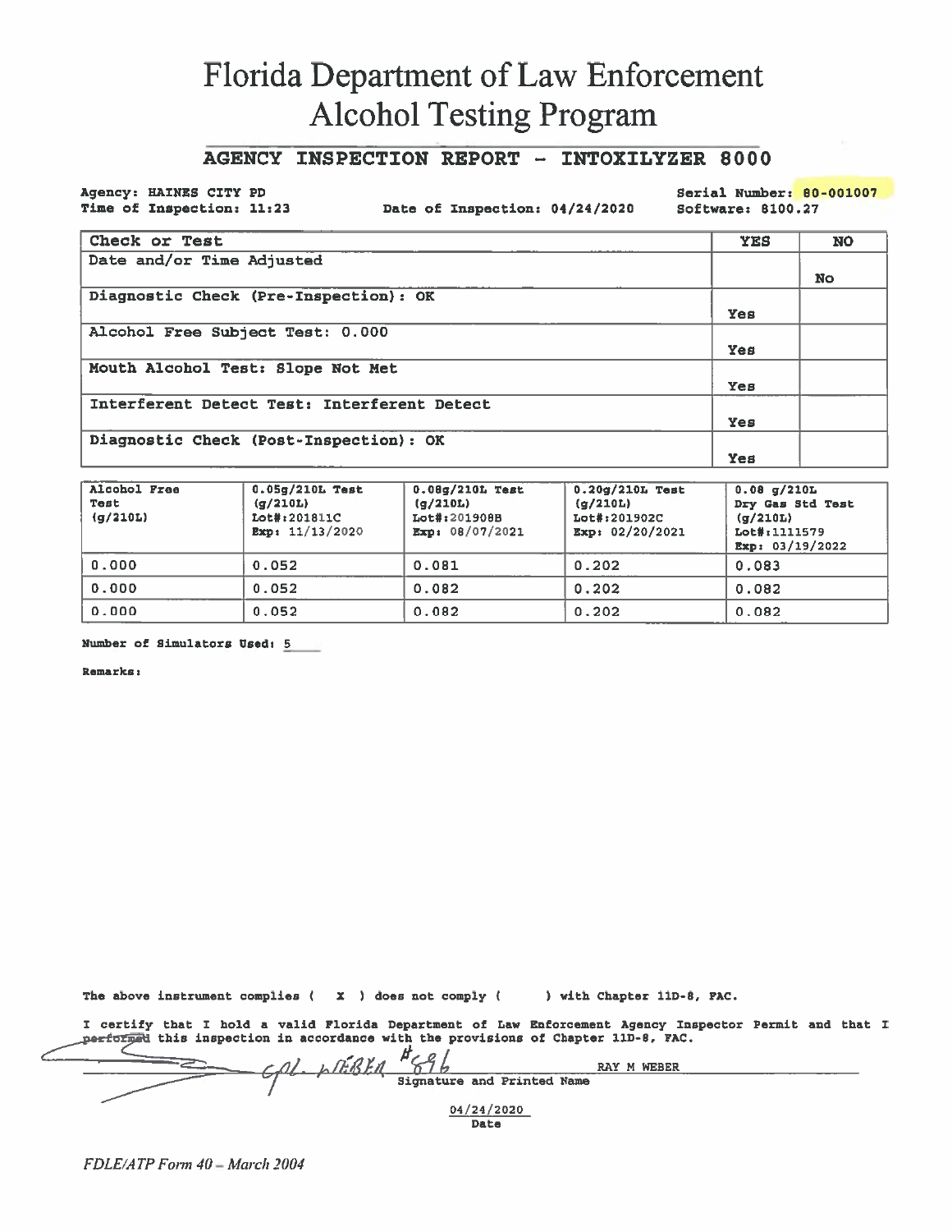# Florida Department of Law Enforcement
# Alcohol Testing Program

## AGENCY INSPECTION REPORT - INTOXILYZER 8000

**Agency:** HAINES CITY PD
**Time of Inspection:** 11:23
**Date of Inspection:** 04/24/2020
**Serial Number:** 80-001007
**Software:** 8100.27

| Check or Test | YES | NO |
|---|---|---|
| Date and/or Time Adjusted | | No |
| Diagnostic Check (Pre-Inspection): OK | Yes | |
| Alcohol Free Subject Test: 0.000 | Yes | |
| Mouth Alcohol Test: Slope Not Met | Yes | |
| Interferent Detect Test: Interferent Detect | Yes | |
| Diagnostic Check (Post-Inspection): OK | Yes | |

| Alcohol Free Test (g/210L) | 0.05g/210L Test (g/210L) Lot#:201811C Exp: 11/13/2020 | 0.08g/210L Test (g/210L) Lot#:201908B Exp: 08/07/2021 | 0.20g/210L Test (g/210L) Lot#:201902C Exp: 02/20/2021 | 0.08 g/210L Dry Gas Std Test (g/210L) Lot#:1111579 Exp: 03/19/2022 |
|---|---|---|---|---|
| 0.000 | 0.052 | 0.081 | 0.202 | 0.083 |
| 0.000 | 0.052 | 0.082 | 0.202 | 0.082 |
| 0.000 | 0.052 | 0.082 | 0.202 | 0.082 |

**Number of Simulators Used:** 5

**Remarks:**

The above instrument complies ( X ) does not comply ( ) with Chapter 11D-8, FAC.

I certify that I hold a valid Florida Department of Law Enforcement Agency Inspector Permit and that I performed this inspection in accordance with the provisions of Chapter 11D-8, FAC.

Cpl. Weber #696 — RAY M WEBER
Signature and Printed Name

04/24/2020
Date

*FDLE/ATP Form 40 – March 2004*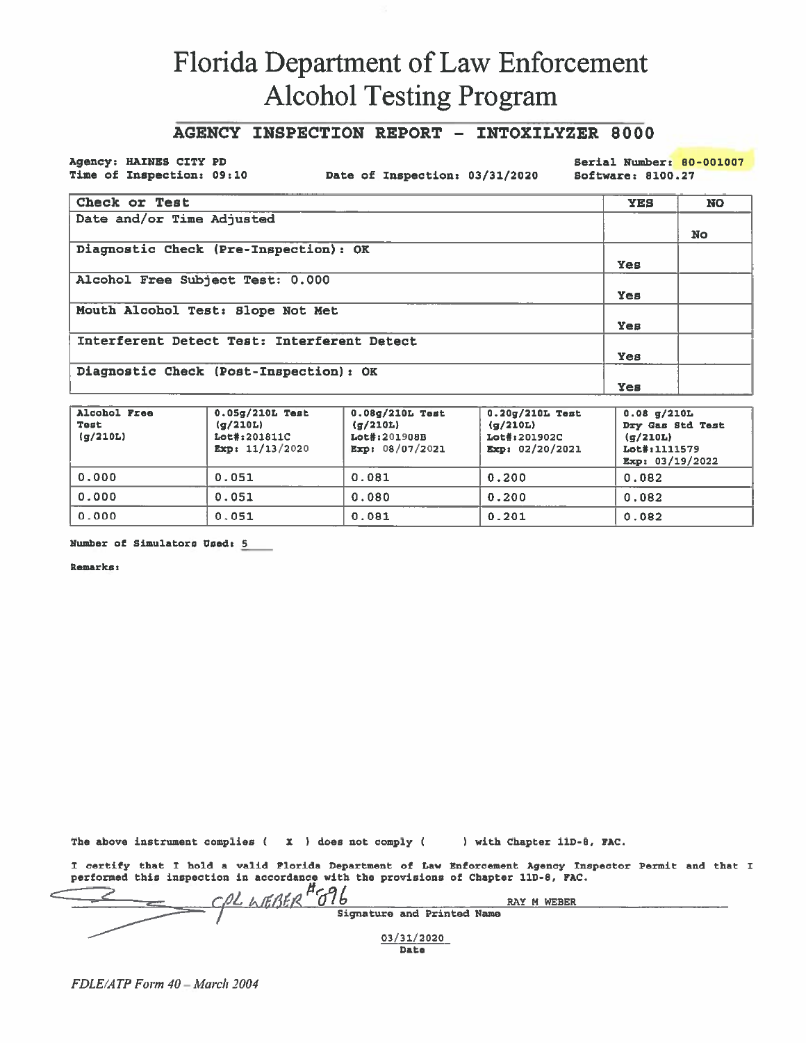# Florida Department of Law Enforcement
# Alcohol Testing Program

## AGENCY INSPECTION REPORT - INTOXILYZER 8000

**Agency: HAINES CITY PD**
**Time of Inspection: 09:10** **Date of Inspection: 03/31/2020** **Serial Number: 80-001007**
**Software: 8100.27**

| Check or Test | YES | NO |
|---|---|---|
| Date and/or Time Adjusted | | No |
| Diagnostic Check (Pre-Inspection): OK | Yes | |
| Alcohol Free Subject Test: 0.000 | Yes | |
| Mouth Alcohol Test: Slope Not Met | Yes | |
| Interferent Detect Test: Interferent Detect | Yes | |
| Diagnostic Check (Post-Inspection): OK | Yes | |

| Alcohol Free Test (g/210L) | 0.05g/210L Test (g/210L) Lot#:201811C Exp: 11/13/2020 | 0.08g/210L Test (g/210L) Lot#:201908B Exp: 08/07/2021 | 0.20g/210L Test (g/210L) Lot#:201902C Exp: 02/20/2021 | 0.08 g/210L Dry Gas Std Test (g/210L) Lot#:1111579 Exp: 03/19/2022 |
|---|---|---|---|---|
| 0.000 | 0.051 | 0.081 | 0.200 | 0.082 |
| 0.000 | 0.051 | 0.080 | 0.200 | 0.082 |
| 0.000 | 0.051 | 0.081 | 0.201 | 0.082 |

**Number of Simulators Used: 5**

**Remarks:**

The above instrument complies ( X ) does not comply ( ) with Chapter 11D-8, FAC.

I certify that I hold a valid Florida Department of Law Enforcement Agency Inspector Permit and that I performed this inspection in accordance with the provisions of Chapter 11D-8, FAC.

CPL WEBER #896 RAY M WEBER
Signature and Printed Name

03/31/2020
Date

*FDLE/ATP Form 40 – March 2004*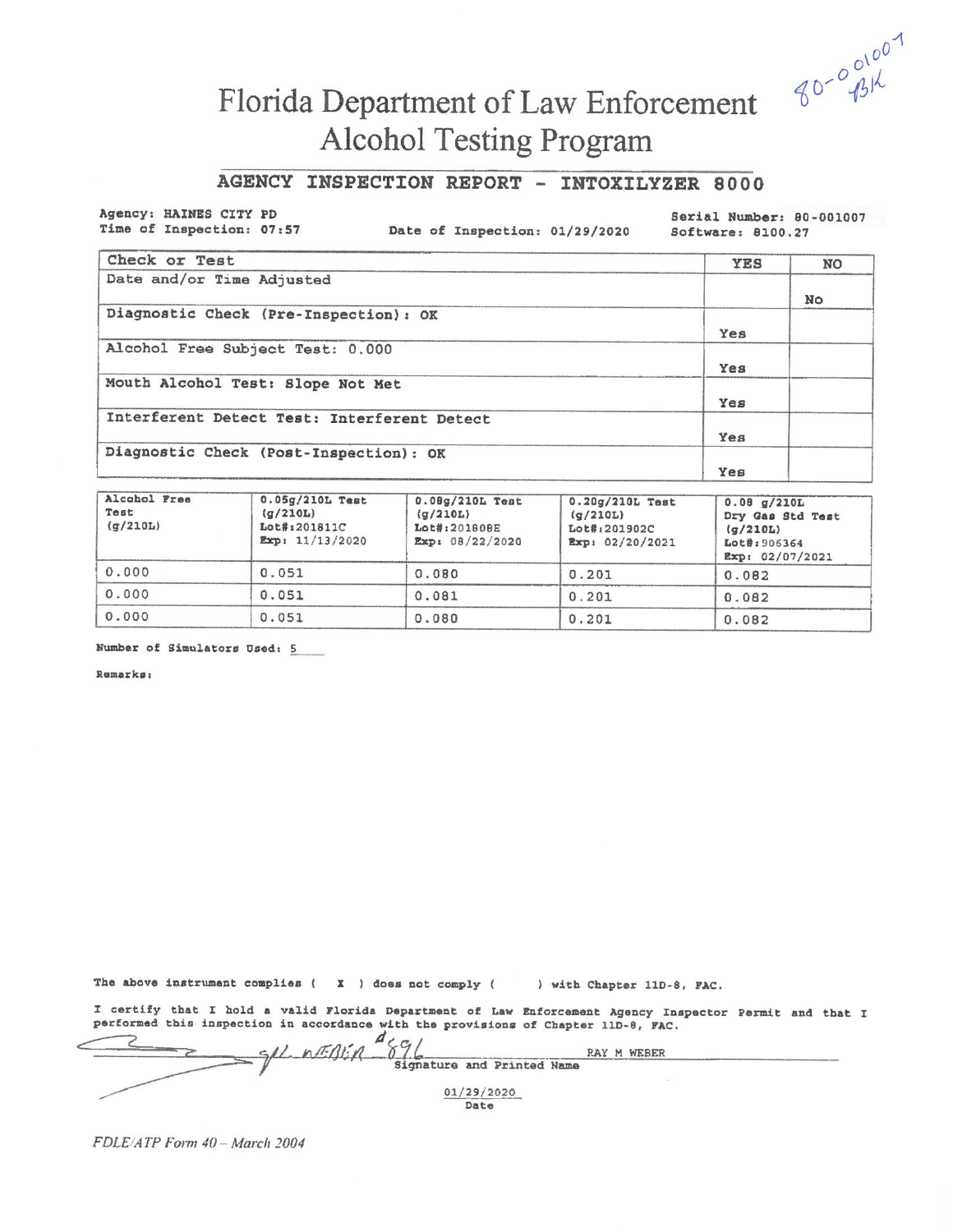80-001007 BK

# Florida Department of Law Enforcement
## Alcohol Testing Program

### AGENCY INSPECTION REPORT - INTOXILYZER 8000

Agency: HAINES CITY PD
Time of Inspection: 07:57 Date of Inspection: 01/29/2020 Serial Number: 80-001007
Software: 8100.27

| Check or Test | YES | NO |
|---|---|---|
| Date and/or Time Adjusted | | No |
| Diagnostic Check (Pre-Inspection): OK | Yes | |
| Alcohol Free Subject Test: 0.000 | Yes | |
| Mouth Alcohol Test: Slope Not Met | Yes | |
| Interferent Detect Test: Interferent Detect | Yes | |
| Diagnostic Check (Post-Inspection): OK | Yes | |

| Alcohol Free Test (g/210L) | 0.05g/210L Test (g/210L) Lot#:201811C Exp: 11/13/2020 | 0.08g/210L Test (g/210L) Lot#:201808E Exp: 08/22/2020 | 0.20g/210L Test (g/210L) Lot#:201902C Exp: 02/20/2021 | 0.08 g/210L Dry Gas Std Test (g/210L) Lot#:906364 Exp: 02/07/2021 |
|---|---|---|---|---|
| 0.000 | 0.051 | 0.080 | 0.201 | 0.082 |
| 0.000 | 0.051 | 0.081 | 0.201 | 0.082 |
| 0.000 | 0.051 | 0.080 | 0.201 | 0.082 |

Number of Simulators Used: 5

Remarks:

The above instrument complies ( X ) does not comply ( ) with Chapter 11D-8, FAC.

I certify that I hold a valid Florida Department of Law Enforcement Agency Inspector Permit and that I performed this inspection in accordance with the provisions of Chapter 11D-8, FAC.

RAY M WEBER
Signature and Printed Name

01/29/2020
Date

FDLE/ATP Form 40 – March 2004